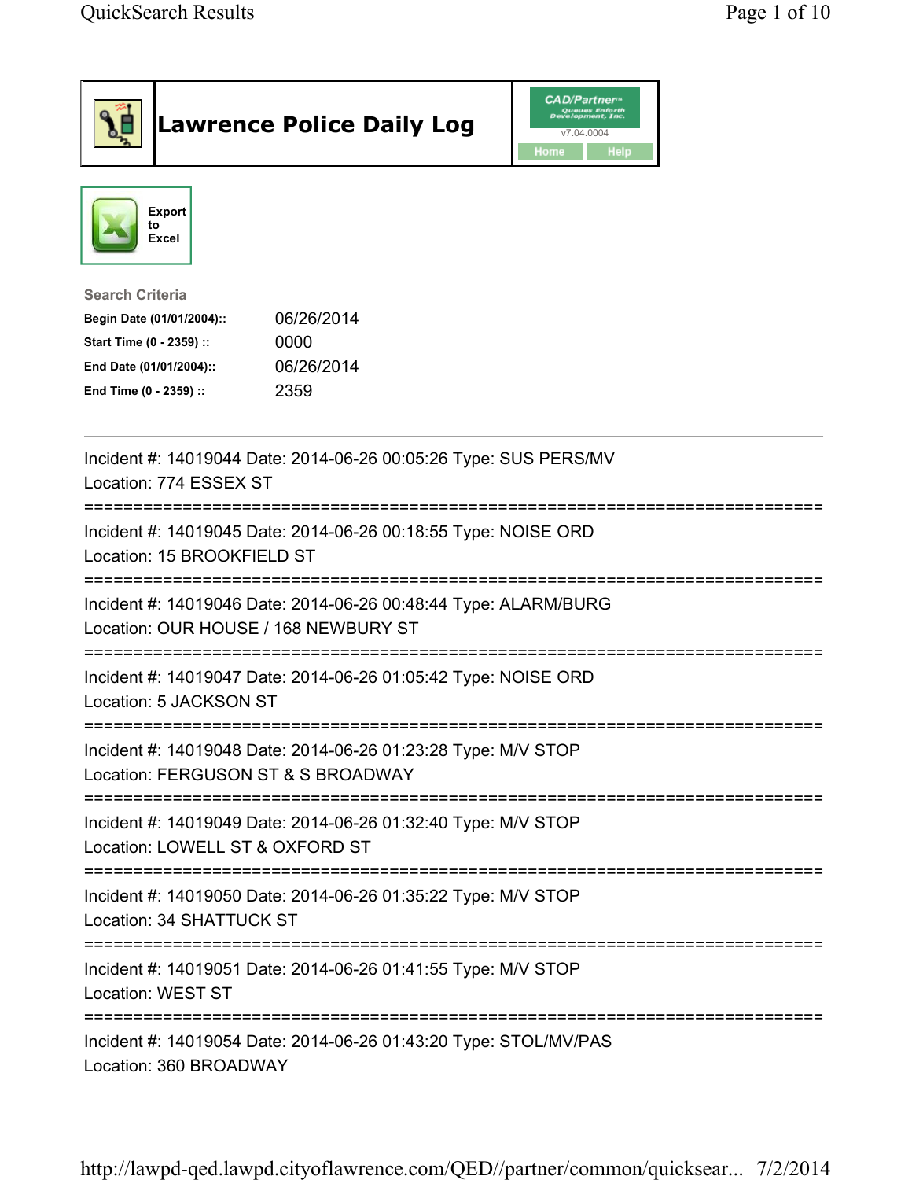# Lawrence Police Daily Log

CAD/Partner™
Queues Enforth Development, Inc.
v7.04.0004

Home | Help

Export to Excel

**Search Criteria**

| | |
|---|---|
| **Begin Date (01/01/2004)::** | 06/26/2014 |
| **Start Time (0 - 2359) ::** | 0000 |
| **End Date (01/01/2004)::** | 06/26/2014 |
| **End Time (0 - 2359) ::** | 2359 |

---

Incident #: 14019044 Date: 2014-06-26 00:05:26 Type: SUS PERS/MV
Location: 774 ESSEX ST

===========================================================================

Incident #: 14019045 Date: 2014-06-26 00:18:55 Type: NOISE ORD
Location: 15 BROOKFIELD ST

===========================================================================

Incident #: 14019046 Date: 2014-06-26 00:48:44 Type: ALARM/BURG
Location: OUR HOUSE / 168 NEWBURY ST

===========================================================================

Incident #: 14019047 Date: 2014-06-26 01:05:42 Type: NOISE ORD
Location: 5 JACKSON ST

===========================================================================

Incident #: 14019048 Date: 2014-06-26 01:23:28 Type: M/V STOP
Location: FERGUSON ST & S BROADWAY

===========================================================================

Incident #: 14019049 Date: 2014-06-26 01:32:40 Type: M/V STOP
Location: LOWELL ST & OXFORD ST

===========================================================================

Incident #: 14019050 Date: 2014-06-26 01:35:22 Type: M/V STOP
Location: 34 SHATTUCK ST

===========================================================================

Incident #: 14019051 Date: 2014-06-26 01:41:55 Type: M/V STOP
Location: WEST ST

===========================================================================

Incident #: 14019054 Date: 2014-06-26 01:43:20 Type: STOL/MV/PAS
Location: 360 BROADWAY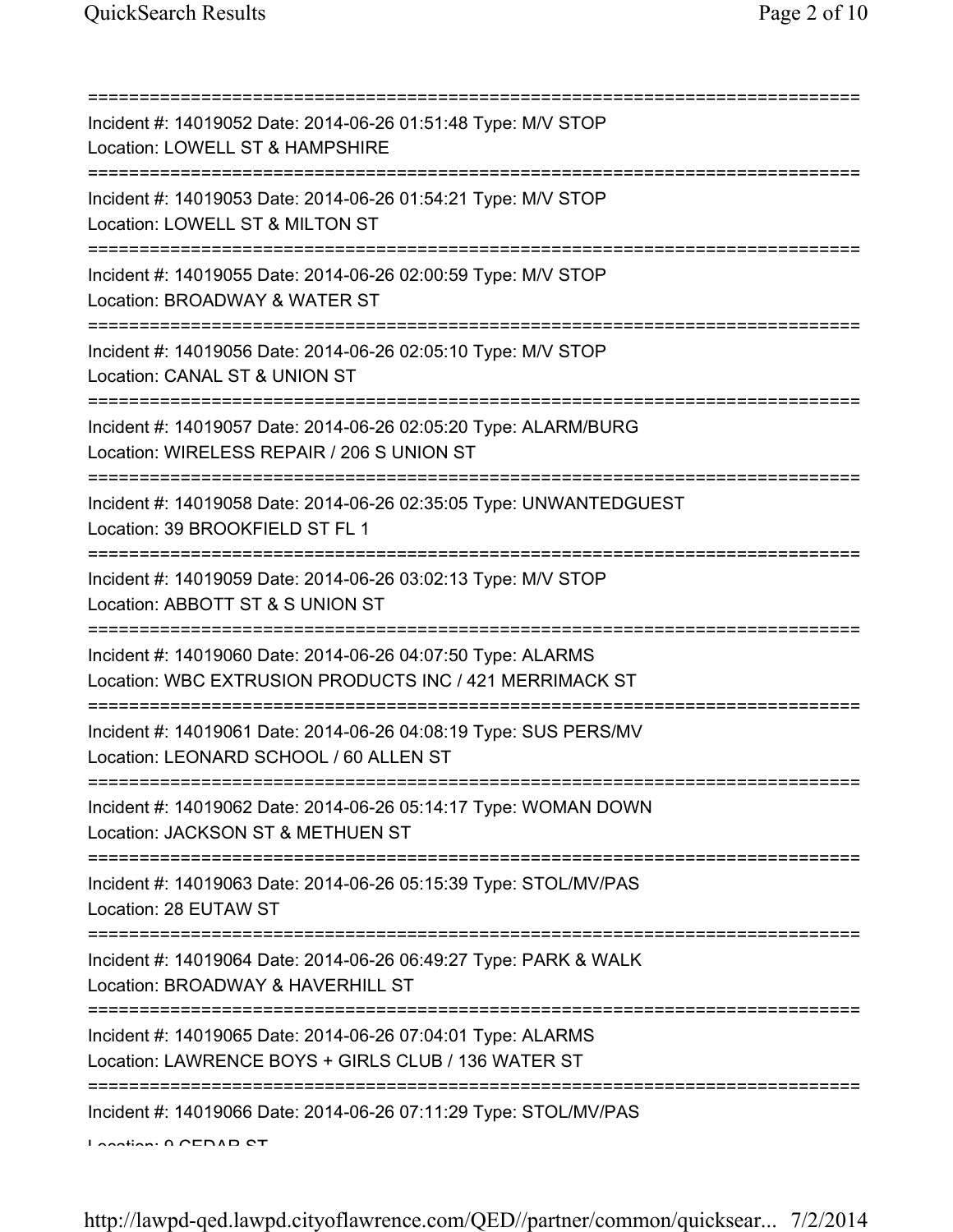===========================================================================
Incident #: 14019052 Date: 2014-06-26 01:51:48 Type: M/V STOP
Location: LOWELL ST & HAMPSHIRE
===========================================================================
Incident #: 14019053 Date: 2014-06-26 01:54:21 Type: M/V STOP
Location: LOWELL ST & MILTON ST
===========================================================================
Incident #: 14019055 Date: 2014-06-26 02:00:59 Type: M/V STOP
Location: BROADWAY & WATER ST
===========================================================================
Incident #: 14019056 Date: 2014-06-26 02:05:10 Type: M/V STOP
Location: CANAL ST & UNION ST
===========================================================================
Incident #: 14019057 Date: 2014-06-26 02:05:20 Type: ALARM/BURG
Location: WIRELESS REPAIR / 206 S UNION ST
===========================================================================
Incident #: 14019058 Date: 2014-06-26 02:35:05 Type: UNWANTEDGUEST
Location: 39 BROOKFIELD ST FL 1
===========================================================================
Incident #: 14019059 Date: 2014-06-26 03:02:13 Type: M/V STOP
Location: ABBOTT ST & S UNION ST
===========================================================================
Incident #: 14019060 Date: 2014-06-26 04:07:50 Type: ALARMS
Location: WBC EXTRUSION PRODUCTS INC / 421 MERRIMACK ST
===========================================================================
Incident #: 14019061 Date: 2014-06-26 04:08:19 Type: SUS PERS/MV
Location: LEONARD SCHOOL / 60 ALLEN ST
===========================================================================
Incident #: 14019062 Date: 2014-06-26 05:14:17 Type: WOMAN DOWN
Location: JACKSON ST & METHUEN ST
===========================================================================
Incident #: 14019063 Date: 2014-06-26 05:15:39 Type: STOL/MV/PAS
Location: 28 EUTAW ST
===========================================================================
Incident #: 14019064 Date: 2014-06-26 06:49:27 Type: PARK & WALK
Location: BROADWAY & HAVERHILL ST
===========================================================================
Incident #: 14019065 Date: 2014-06-26 07:04:01 Type: ALARMS
Location: LAWRENCE BOYS + GIRLS CLUB / 136 WATER ST
===========================================================================
Incident #: 14019066 Date: 2014-06-26 07:11:29 Type: STOL/MV/PAS
Location: 9 CEDAR ST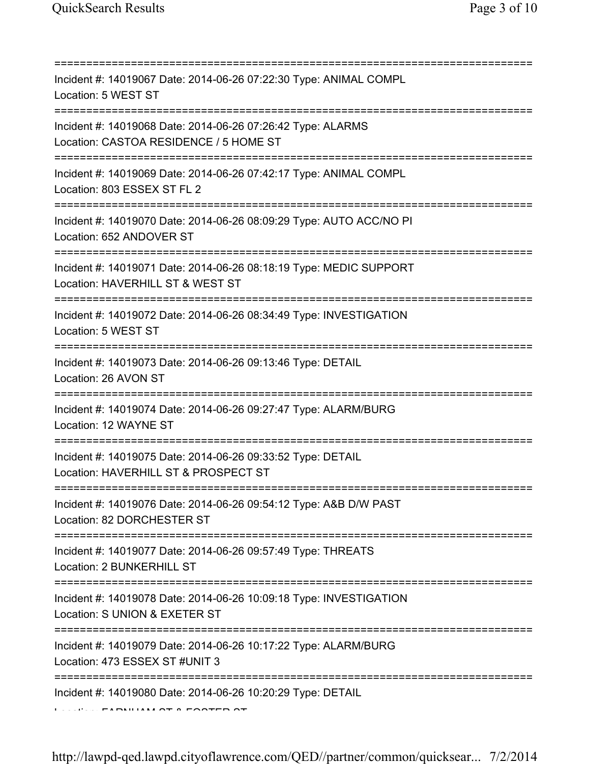===========================================================================
Incident #: 14019067 Date: 2014-06-26 07:22:30 Type: ANIMAL COMPL
Location: 5 WEST ST
===========================================================================
Incident #: 14019068 Date: 2014-06-26 07:26:42 Type: ALARMS
Location: CASTOA RESIDENCE / 5 HOME ST
===========================================================================
Incident #: 14019069 Date: 2014-06-26 07:42:17 Type: ANIMAL COMPL
Location: 803 ESSEX ST FL 2
===========================================================================
Incident #: 14019070 Date: 2014-06-26 08:09:29 Type: AUTO ACC/NO PI
Location: 652 ANDOVER ST
===========================================================================
Incident #: 14019071 Date: 2014-06-26 08:18:19 Type: MEDIC SUPPORT
Location: HAVERHILL ST & WEST ST
===========================================================================
Incident #: 14019072 Date: 2014-06-26 08:34:49 Type: INVESTIGATION
Location: 5 WEST ST
===========================================================================
Incident #: 14019073 Date: 2014-06-26 09:13:46 Type: DETAIL
Location: 26 AVON ST
===========================================================================
Incident #: 14019074 Date: 2014-06-26 09:27:47 Type: ALARM/BURG
Location: 12 WAYNE ST
===========================================================================
Incident #: 14019075 Date: 2014-06-26 09:33:52 Type: DETAIL
Location: HAVERHILL ST & PROSPECT ST
===========================================================================
Incident #: 14019076 Date: 2014-06-26 09:54:12 Type: A&B D/W PAST
Location: 82 DORCHESTER ST
===========================================================================
Incident #: 14019077 Date: 2014-06-26 09:57:49 Type: THREATS
Location: 2 BUNKERHILL ST
===========================================================================
Incident #: 14019078 Date: 2014-06-26 10:09:18 Type: INVESTIGATION
Location: S UNION & EXETER ST
===========================================================================
Incident #: 14019079 Date: 2014-06-26 10:17:22 Type: ALARM/BURG
Location: 473 ESSEX ST #UNIT 3
===========================================================================
Incident #: 14019080 Date: 2014-06-26 10:20:29 Type: DETAIL
Location: FARNHAM ST & FOSTER ST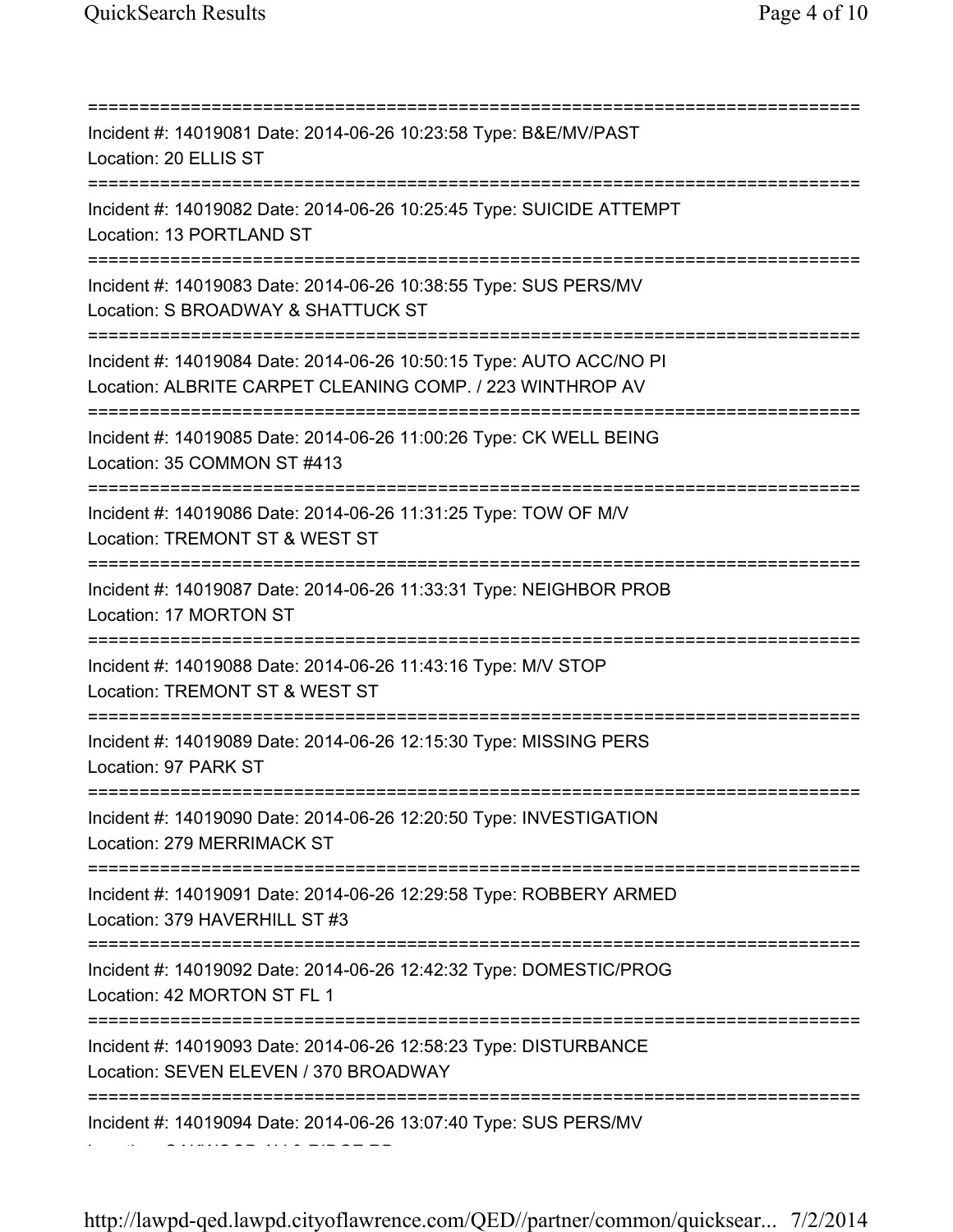===========================================================================
Incident #: 14019081 Date: 2014-06-26 10:23:58 Type: B&E/MV/PAST
Location: 20 ELLIS ST
===========================================================================
Incident #: 14019082 Date: 2014-06-26 10:25:45 Type: SUICIDE ATTEMPT
Location: 13 PORTLAND ST
===========================================================================
Incident #: 14019083 Date: 2014-06-26 10:38:55 Type: SUS PERS/MV
Location: S BROADWAY & SHATTUCK ST
===========================================================================
Incident #: 14019084 Date: 2014-06-26 10:50:15 Type: AUTO ACC/NO PI
Location: ALBRITE CARPET CLEANING COMP. / 223 WINTHROP AV
===========================================================================
Incident #: 14019085 Date: 2014-06-26 11:00:26 Type: CK WELL BEING
Location: 35 COMMON ST #413
===========================================================================
Incident #: 14019086 Date: 2014-06-26 11:31:25 Type: TOW OF M/V
Location: TREMONT ST & WEST ST
===========================================================================
Incident #: 14019087 Date: 2014-06-26 11:33:31 Type: NEIGHBOR PROB
Location: 17 MORTON ST
===========================================================================
Incident #: 14019088 Date: 2014-06-26 11:43:16 Type: M/V STOP
Location: TREMONT ST & WEST ST
===========================================================================
Incident #: 14019089 Date: 2014-06-26 12:15:30 Type: MISSING PERS
Location: 97 PARK ST
===========================================================================
Incident #: 14019090 Date: 2014-06-26 12:20:50 Type: INVESTIGATION
Location: 279 MERRIMACK ST
===========================================================================
Incident #: 14019091 Date: 2014-06-26 12:29:58 Type: ROBBERY ARMED
Location: 379 HAVERHILL ST #3
===========================================================================
Incident #: 14019092 Date: 2014-06-26 12:42:32 Type: DOMESTIC/PROG
Location: 42 MORTON ST FL 1
===========================================================================
Incident #: 14019093 Date: 2014-06-26 12:58:23 Type: DISTURBANCE
Location: SEVEN ELEVEN / 370 BROADWAY
===========================================================================
Incident #: 14019094 Date: 2014-06-26 13:07:40 Type: SUS PERS/MV
Location: OAKWOOD AV & RIDGE RD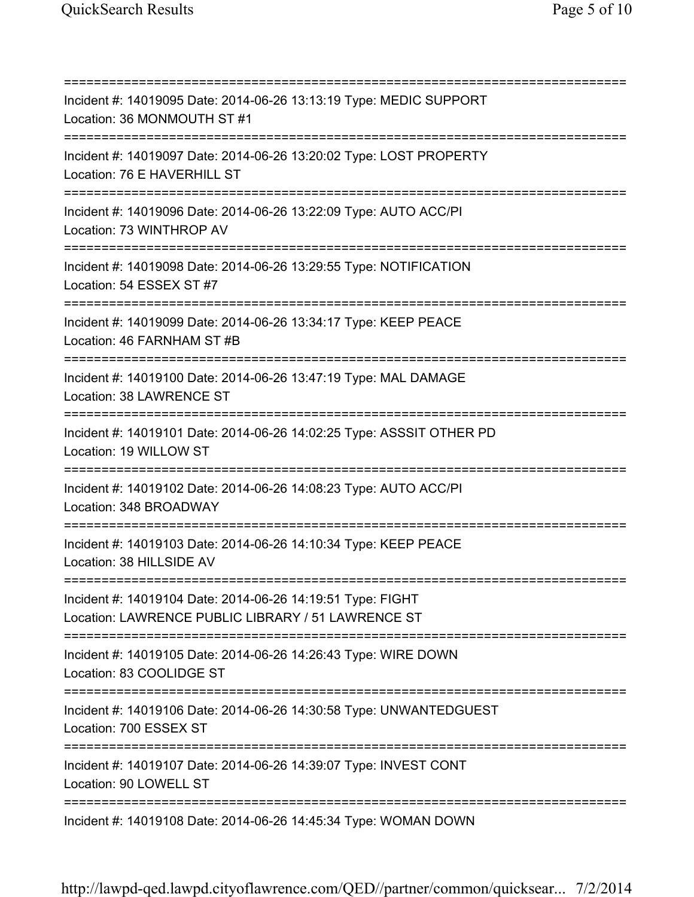===========================================================================
Incident #: 14019095 Date: 2014-06-26 13:13:19 Type: MEDIC SUPPORT
Location: 36 MONMOUTH ST #1
===========================================================================
Incident #: 14019097 Date: 2014-06-26 13:20:02 Type: LOST PROPERTY
Location: 76 E HAVERHILL ST
===========================================================================
Incident #: 14019096 Date: 2014-06-26 13:22:09 Type: AUTO ACC/PI
Location: 73 WINTHROP AV
===========================================================================
Incident #: 14019098 Date: 2014-06-26 13:29:55 Type: NOTIFICATION
Location: 54 ESSEX ST #7
===========================================================================
Incident #: 14019099 Date: 2014-06-26 13:34:17 Type: KEEP PEACE
Location: 46 FARNHAM ST #B
===========================================================================
Incident #: 14019100 Date: 2014-06-26 13:47:19 Type: MAL DAMAGE
Location: 38 LAWRENCE ST
===========================================================================
Incident #: 14019101 Date: 2014-06-26 14:02:25 Type: ASSSIT OTHER PD
Location: 19 WILLOW ST
===========================================================================
Incident #: 14019102 Date: 2014-06-26 14:08:23 Type: AUTO ACC/PI
Location: 348 BROADWAY
===========================================================================
Incident #: 14019103 Date: 2014-06-26 14:10:34 Type: KEEP PEACE
Location: 38 HILLSIDE AV
===========================================================================
Incident #: 14019104 Date: 2014-06-26 14:19:51 Type: FIGHT
Location: LAWRENCE PUBLIC LIBRARY / 51 LAWRENCE ST
===========================================================================
Incident #: 14019105 Date: 2014-06-26 14:26:43 Type: WIRE DOWN
Location: 83 COOLIDGE ST
===========================================================================
Incident #: 14019106 Date: 2014-06-26 14:30:58 Type: UNWANTEDGUEST
Location: 700 ESSEX ST
===========================================================================
Incident #: 14019107 Date: 2014-06-26 14:39:07 Type: INVEST CONT
Location: 90 LOWELL ST
===========================================================================
Incident #: 14019108 Date: 2014-06-26 14:45:34 Type: WOMAN DOWN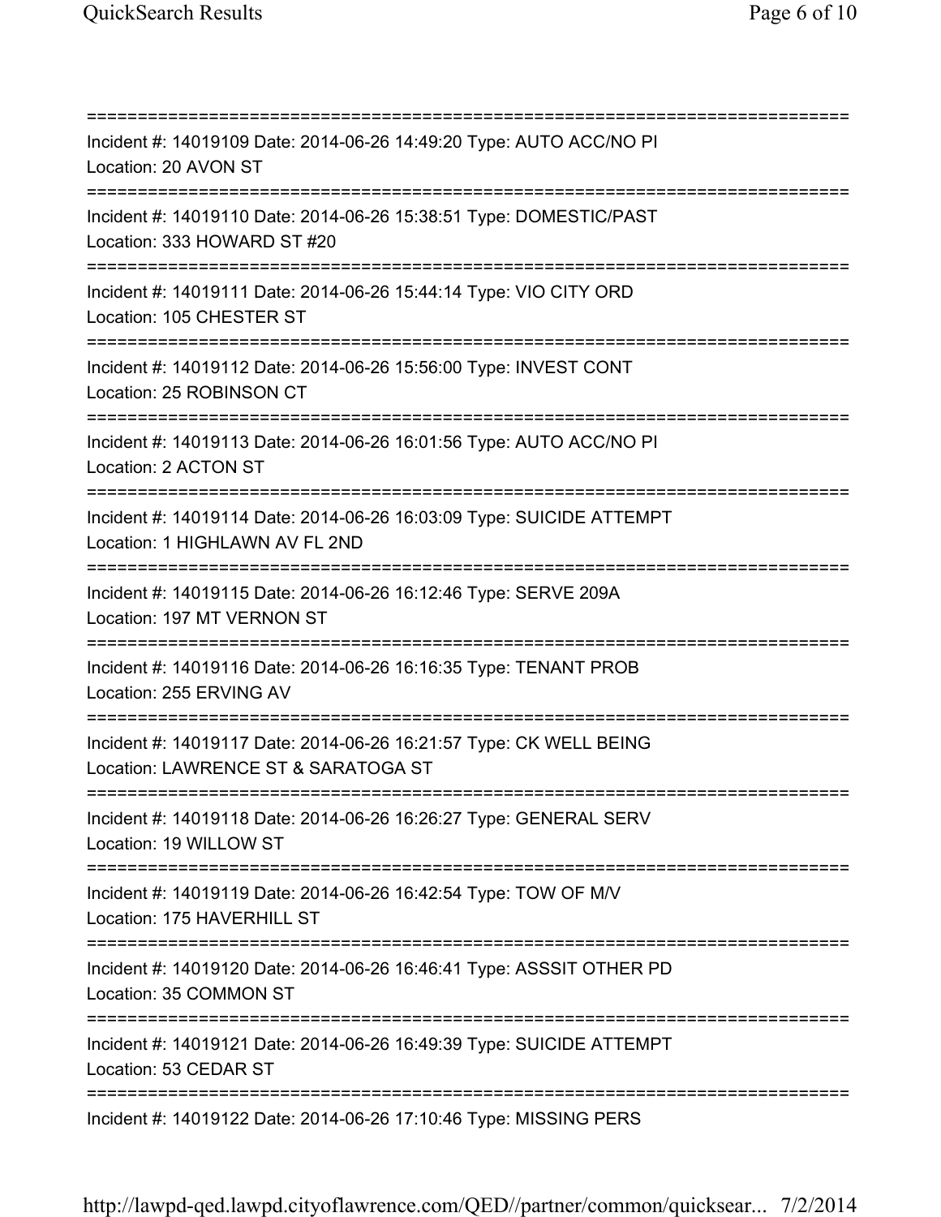===========================================================================

Incident #: 14019109 Date: 2014-06-26 14:49:20 Type: AUTO ACC/NO PI
Location: 20 AVON ST

===========================================================================

Incident #: 14019110 Date: 2014-06-26 15:38:51 Type: DOMESTIC/PAST
Location: 333 HOWARD ST #20

===========================================================================

Incident #: 14019111 Date: 2014-06-26 15:44:14 Type: VIO CITY ORD
Location: 105 CHESTER ST

===========================================================================

Incident #: 14019112 Date: 2014-06-26 15:56:00 Type: INVEST CONT
Location: 25 ROBINSON CT

===========================================================================

Incident #: 14019113 Date: 2014-06-26 16:01:56 Type: AUTO ACC/NO PI
Location: 2 ACTON ST

===========================================================================

Incident #: 14019114 Date: 2014-06-26 16:03:09 Type: SUICIDE ATTEMPT
Location: 1 HIGHLAWN AV FL 2ND

===========================================================================

Incident #: 14019115 Date: 2014-06-26 16:12:46 Type: SERVE 209A
Location: 197 MT VERNON ST

===========================================================================

Incident #: 14019116 Date: 2014-06-26 16:16:35 Type: TENANT PROB
Location: 255 ERVING AV

===========================================================================

Incident #: 14019117 Date: 2014-06-26 16:21:57 Type: CK WELL BEING
Location: LAWRENCE ST & SARATOGA ST

===========================================================================

Incident #: 14019118 Date: 2014-06-26 16:26:27 Type: GENERAL SERV
Location: 19 WILLOW ST

===========================================================================

Incident #: 14019119 Date: 2014-06-26 16:42:54 Type: TOW OF M/V
Location: 175 HAVERHILL ST

===========================================================================

Incident #: 14019120 Date: 2014-06-26 16:46:41 Type: ASSSIT OTHER PD
Location: 35 COMMON ST

===========================================================================

Incident #: 14019121 Date: 2014-06-26 16:49:39 Type: SUICIDE ATTEMPT
Location: 53 CEDAR ST

===========================================================================

Incident #: 14019122 Date: 2014-06-26 17:10:46 Type: MISSING PERS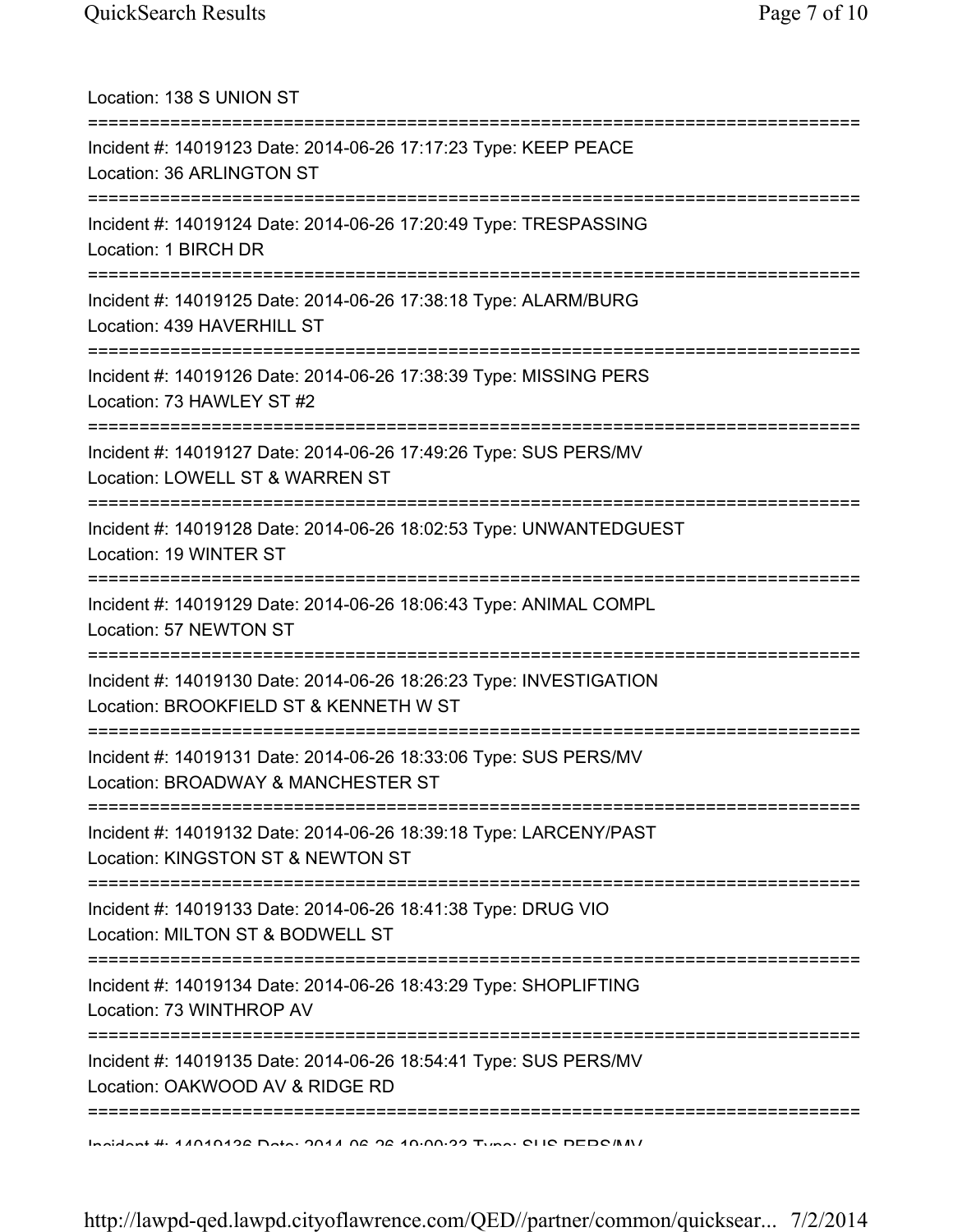Location: 138 S UNION ST

===========================================================================

Incident #: 14019123 Date: 2014-06-26 17:17:23 Type: KEEP PEACE
Location: 36 ARLINGTON ST

===========================================================================

Incident #: 14019124 Date: 2014-06-26 17:20:49 Type: TRESPASSING
Location: 1 BIRCH DR

===========================================================================

Incident #: 14019125 Date: 2014-06-26 17:38:18 Type: ALARM/BURG
Location: 439 HAVERHILL ST

===========================================================================

Incident #: 14019126 Date: 2014-06-26 17:38:39 Type: MISSING PERS
Location: 73 HAWLEY ST #2

===========================================================================

Incident #: 14019127 Date: 2014-06-26 17:49:26 Type: SUS PERS/MV
Location: LOWELL ST & WARREN ST

===========================================================================

Incident #: 14019128 Date: 2014-06-26 18:02:53 Type: UNWANTEDGUEST
Location: 19 WINTER ST

===========================================================================

Incident #: 14019129 Date: 2014-06-26 18:06:43 Type: ANIMAL COMPL
Location: 57 NEWTON ST

===========================================================================

Incident #: 14019130 Date: 2014-06-26 18:26:23 Type: INVESTIGATION
Location: BROOKFIELD ST & KENNETH W ST

===========================================================================

Incident #: 14019131 Date: 2014-06-26 18:33:06 Type: SUS PERS/MV
Location: BROADWAY & MANCHESTER ST

===========================================================================

Incident #: 14019132 Date: 2014-06-26 18:39:18 Type: LARCENY/PAST
Location: KINGSTON ST & NEWTON ST

===========================================================================

Incident #: 14019133 Date: 2014-06-26 18:41:38 Type: DRUG VIO
Location: MILTON ST & BODWELL ST

===========================================================================

Incident #: 14019134 Date: 2014-06-26 18:43:29 Type: SHOPLIFTING
Location: 73 WINTHROP AV

===========================================================================

Incident #: 14019135 Date: 2014-06-26 18:54:41 Type: SUS PERS/MV
Location: OAKWOOD AV & RIDGE RD

===========================================================================

Incident #: 14019136 Date: 2014-06-26 19:00:33 Type: SUS PERS/MV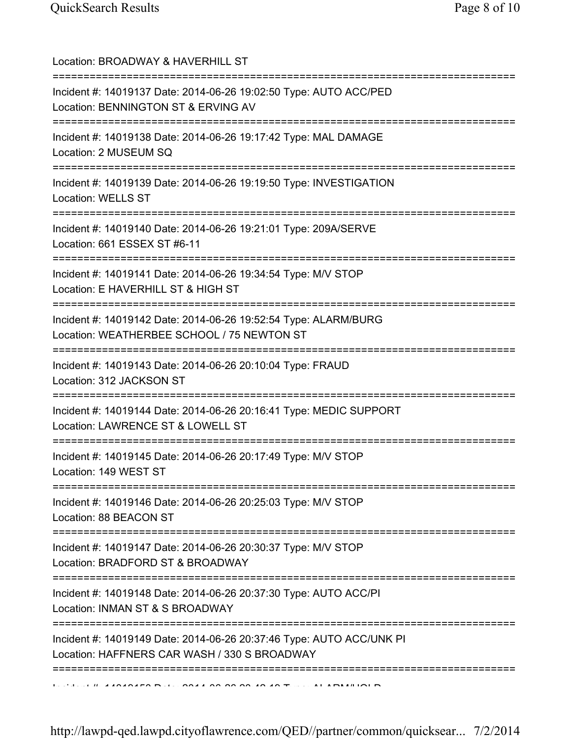Location: BROADWAY & HAVERHILL ST

===========================================================================

Incident #: 14019137 Date: 2014-06-26 19:02:50 Type: AUTO ACC/PED
Location: BENNINGTON ST & ERVING AV

===========================================================================

Incident #: 14019138 Date: 2014-06-26 19:17:42 Type: MAL DAMAGE
Location: 2 MUSEUM SQ

===========================================================================

Incident #: 14019139 Date: 2014-06-26 19:19:50 Type: INVESTIGATION
Location: WELLS ST

===========================================================================

Incident #: 14019140 Date: 2014-06-26 19:21:01 Type: 209A/SERVE
Location: 661 ESSEX ST #6-11

===========================================================================

Incident #: 14019141 Date: 2014-06-26 19:34:54 Type: M/V STOP
Location: E HAVERHILL ST & HIGH ST

===========================================================================

Incident #: 14019142 Date: 2014-06-26 19:52:54 Type: ALARM/BURG
Location: WEATHERBEE SCHOOL / 75 NEWTON ST

===========================================================================

Incident #: 14019143 Date: 2014-06-26 20:10:04 Type: FRAUD
Location: 312 JACKSON ST

===========================================================================

Incident #: 14019144 Date: 2014-06-26 20:16:41 Type: MEDIC SUPPORT
Location: LAWRENCE ST & LOWELL ST

===========================================================================

Incident #: 14019145 Date: 2014-06-26 20:17:49 Type: M/V STOP
Location: 149 WEST ST

===========================================================================

Incident #: 14019146 Date: 2014-06-26 20:25:03 Type: M/V STOP
Location: 88 BEACON ST

===========================================================================

Incident #: 14019147 Date: 2014-06-26 20:30:37 Type: M/V STOP
Location: BRADFORD ST & BROADWAY

===========================================================================

Incident #: 14019148 Date: 2014-06-26 20:37:30 Type: AUTO ACC/PI
Location: INMAN ST & S BROADWAY

===========================================================================

Incident #: 14019149 Date: 2014-06-26 20:37:46 Type: AUTO ACC/UNK PI
Location: HAFFNERS CAR WASH / 330 S BROADWAY

===========================================================================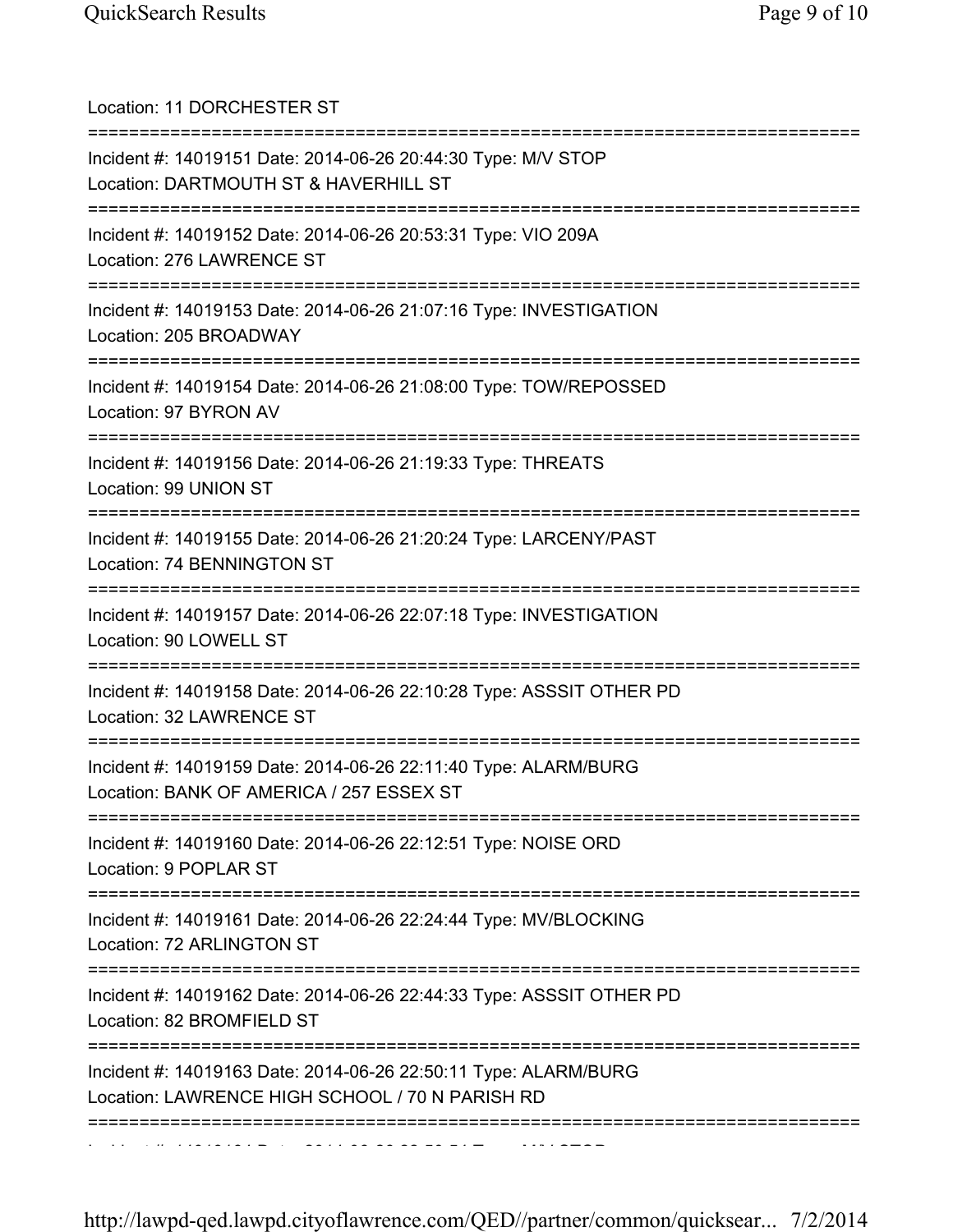Location: 11 DORCHESTER ST

===========================================================================

Incident #: 14019151 Date: 2014-06-26 20:44:30 Type: M/V STOP
Location: DARTMOUTH ST & HAVERHILL ST

===========================================================================

Incident #: 14019152 Date: 2014-06-26 20:53:31 Type: VIO 209A
Location: 276 LAWRENCE ST

===========================================================================

Incident #: 14019153 Date: 2014-06-26 21:07:16 Type: INVESTIGATION
Location: 205 BROADWAY

===========================================================================

Incident #: 14019154 Date: 2014-06-26 21:08:00 Type: TOW/REPOSSED
Location: 97 BYRON AV

===========================================================================

Incident #: 14019156 Date: 2014-06-26 21:19:33 Type: THREATS
Location: 99 UNION ST

===========================================================================

Incident #: 14019155 Date: 2014-06-26 21:20:24 Type: LARCENY/PAST
Location: 74 BENNINGTON ST

===========================================================================

Incident #: 14019157 Date: 2014-06-26 22:07:18 Type: INVESTIGATION
Location: 90 LOWELL ST

===========================================================================

Incident #: 14019158 Date: 2014-06-26 22:10:28 Type: ASSSIT OTHER PD
Location: 32 LAWRENCE ST

===========================================================================

Incident #: 14019159 Date: 2014-06-26 22:11:40 Type: ALARM/BURG
Location: BANK OF AMERICA / 257 ESSEX ST

===========================================================================

Incident #: 14019160 Date: 2014-06-26 22:12:51 Type: NOISE ORD
Location: 9 POPLAR ST

===========================================================================

Incident #: 14019161 Date: 2014-06-26 22:24:44 Type: MV/BLOCKING
Location: 72 ARLINGTON ST

===========================================================================

Incident #: 14019162 Date: 2014-06-26 22:44:33 Type: ASSSIT OTHER PD
Location: 82 BROMFIELD ST

===========================================================================

Incident #: 14019163 Date: 2014-06-26 22:50:11 Type: ALARM/BURG
Location: LAWRENCE HIGH SCHOOL / 70 N PARISH RD

===========================================================================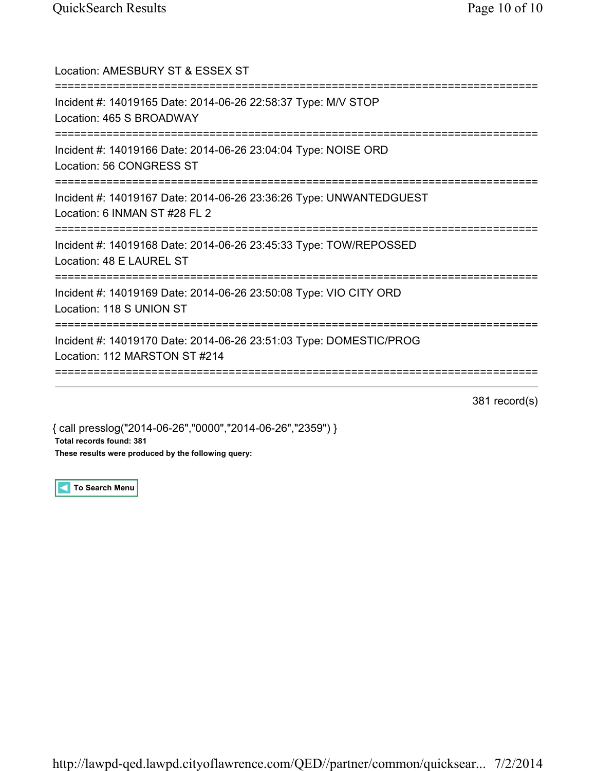Location: AMESBURY ST & ESSEX ST

===========================================================================

Incident #: 14019165 Date: 2014-06-26 22:58:37 Type: M/V STOP

Location: 465 S BROADWAY

===========================================================================

Incident #: 14019166 Date: 2014-06-26 23:04:04 Type: NOISE ORD

Location: 56 CONGRESS ST

===========================================================================

Incident #: 14019167 Date: 2014-06-26 23:36:26 Type: UNWANTEDGUEST

Location: 6 INMAN ST #28 FL 2

===========================================================================

Incident #: 14019168 Date: 2014-06-26 23:45:33 Type: TOW/REPOSSED

Location: 48 E LAUREL ST

===========================================================================

Incident #: 14019169 Date: 2014-06-26 23:50:08 Type: VIO CITY ORD

Location: 118 S UNION ST

===========================================================================

Incident #: 14019170 Date: 2014-06-26 23:51:03 Type: DOMESTIC/PROG

Location: 112 MARSTON ST #214

===========================================================================

381 record(s)

{ call presslog("2014-06-26","0000","2014-06-26","2359") }

**Total records found: 381**

**These results were produced by the following query:**

To Search Menu